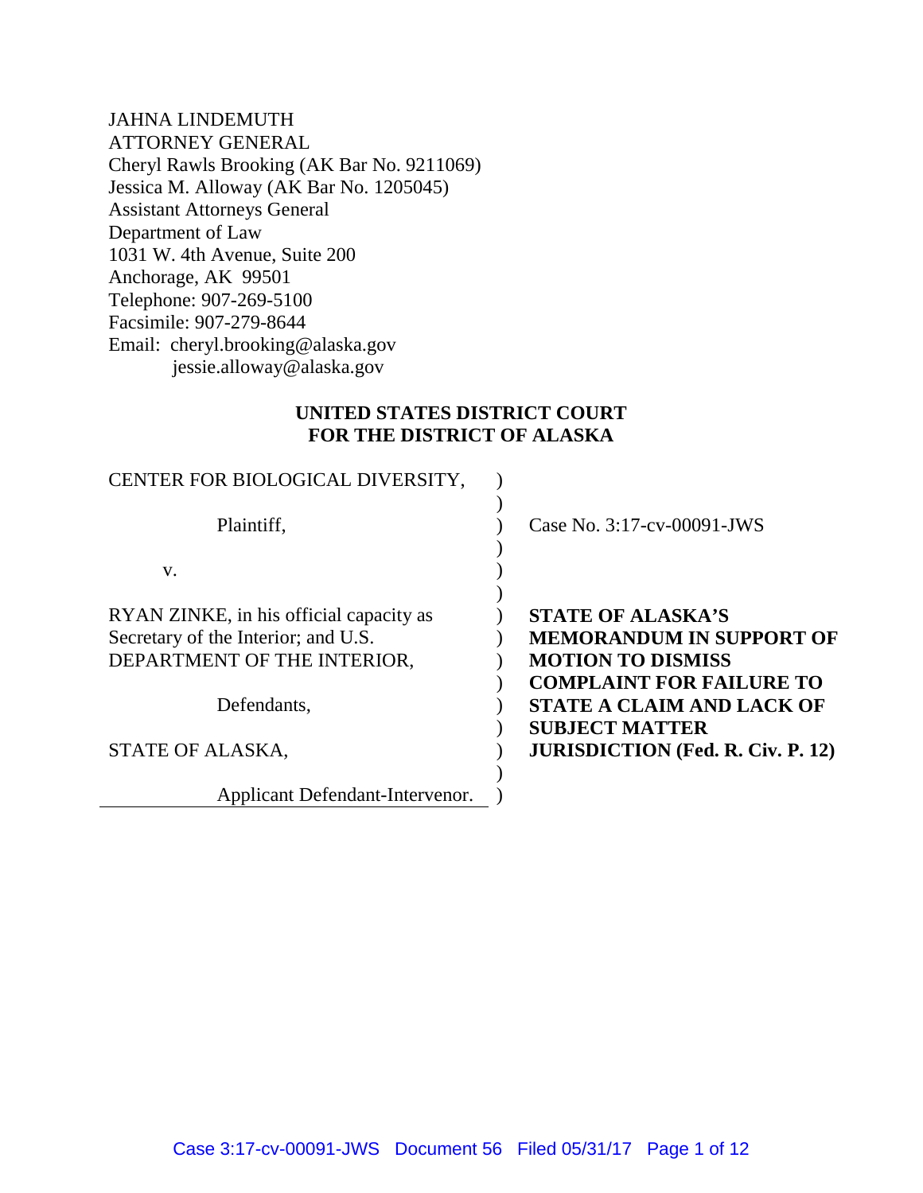JAHNA LINDEMUTH
ATTORNEY GENERAL
Cheryl Rawls Brooking (AK Bar No. 9211069)
Jessica M. Alloway (AK Bar No. 1205045)
Assistant Attorneys General
Department of Law
1031 W. 4th Avenue, Suite 200
Anchorage, AK 99501
Telephone: 907-269-5100
Facsimile: 907-279-8644
Email: cheryl.brooking@alaska.gov
jessie.alloway@alaska.gov

**UNITED STATES DISTRICT COURT**
**FOR THE DISTRICT OF ALASKA**

| | | |
|---|---|---|
| CENTER FOR BIOLOGICAL DIVERSITY, | ) | |
| | ) | |
| Plaintiff, | ) | Case No. 3:17-cv-00091-JWS |
| | ) | |
| v. | ) | |
| | ) | |
| RYAN ZINKE, in his official capacity as Secretary of the Interior; and U.S. DEPARTMENT OF THE INTERIOR, | ) | **STATE OF ALASKA'S MEMORANDUM IN SUPPORT OF MOTION TO DISMISS COMPLAINT FOR FAILURE TO STATE A CLAIM AND LACK OF SUBJECT MATTER JURISDICTION (Fed. R. Civ. P. 12)** |
| | ) | |
| Defendants, | ) | |
| | ) | |
| STATE OF ALASKA, | ) | |
| | ) | |
| Applicant Defendant-Intervenor. | ) | |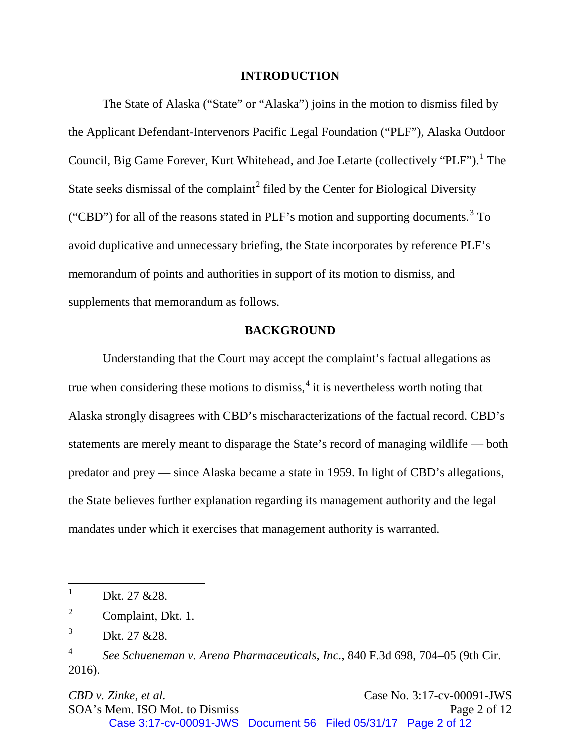## INTRODUCTION

The State of Alaska ("State" or "Alaska") joins in the motion to dismiss filed by the Applicant Defendant-Intervenors Pacific Legal Foundation ("PLF"), Alaska Outdoor Council, Big Game Forever, Kurt Whitehead, and Joe Letarte (collectively "PLF").[1] The State seeks dismissal of the complaint[2] filed by the Center for Biological Diversity ("CBD") for all of the reasons stated in PLF's motion and supporting documents.[3] To avoid duplicative and unnecessary briefing, the State incorporates by reference PLF's memorandum of points and authorities in support of its motion to dismiss, and supplements that memorandum as follows.

## BACKGROUND

Understanding that the Court may accept the complaint's factual allegations as true when considering these motions to dismiss,[4] it is nevertheless worth noting that Alaska strongly disagrees with CBD's mischaracterizations of the factual record. CBD's statements are merely meant to disparage the State's record of managing wildlife — both predator and prey — since Alaska became a state in 1959. In light of CBD's allegations, the State believes further explanation regarding its management authority and the legal mandates under which it exercises that management authority is warranted.

---

[1] Dkt. 27 &28.

[2] Complaint, Dkt. 1.

[3] Dkt. 27 &28.

[4] *See Schueneman v. Arena Pharmaceuticals, Inc.*, 840 F.3d 698, 704–05 (9th Cir. 2016).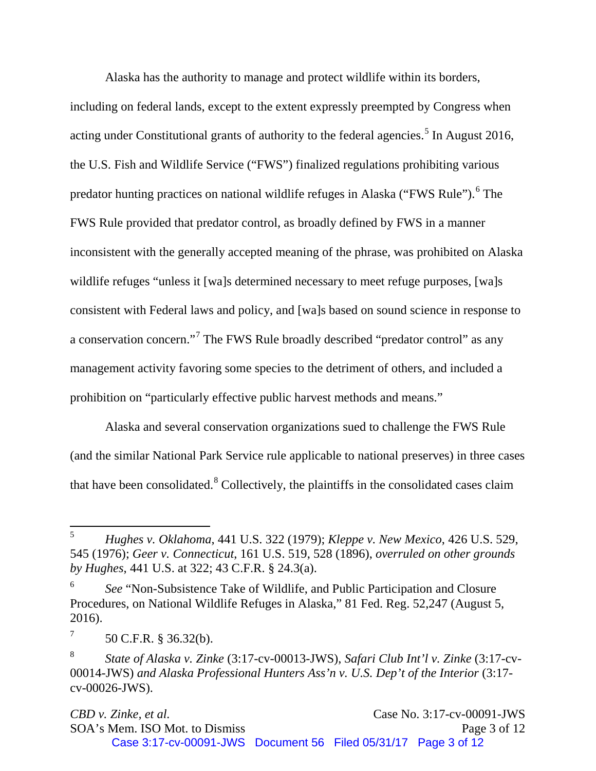Alaska has the authority to manage and protect wildlife within its borders, including on federal lands, except to the extent expressly preempted by Congress when acting under Constitutional grants of authority to the federal agencies.[5] In August 2016, the U.S. Fish and Wildlife Service ("FWS") finalized regulations prohibiting various predator hunting practices on national wildlife refuges in Alaska ("FWS Rule").[6] The FWS Rule provided that predator control, as broadly defined by FWS in a manner inconsistent with the generally accepted meaning of the phrase, was prohibited on Alaska wildlife refuges "unless it [wa]s determined necessary to meet refuge purposes, [wa]s consistent with Federal laws and policy, and [wa]s based on sound science in response to a conservation concern."[7] The FWS Rule broadly described "predator control" as any management activity favoring some species to the detriment of others, and included a prohibition on "particularly effective public harvest methods and means."

Alaska and several conservation organizations sued to challenge the FWS Rule (and the similar National Park Service rule applicable to national preserves) in three cases that have been consolidated.[8] Collectively, the plaintiffs in the consolidated cases claim

---

[5] *Hughes v. Oklahoma*, 441 U.S. 322 (1979); *Kleppe v. New Mexico*, 426 U.S. 529, 545 (1976); *Geer v. Connecticut*, 161 U.S. 519, 528 (1896), *overruled on other grounds by Hughes*, 441 U.S. at 322; 43 C.F.R. § 24.3(a).

[6] *See* "Non-Subsistence Take of Wildlife, and Public Participation and Closure Procedures, on National Wildlife Refuges in Alaska," 81 Fed. Reg. 52,247 (August 5, 2016).

[7] 50 C.F.R. § 36.32(b).

[8] *State of Alaska v. Zinke* (3:17-cv-00013-JWS), *Safari Club Int'l v. Zinke* (3:17-cv-00014-JWS) *and Alaska Professional Hunters Ass'n v. U.S. Dep't of the Interior* (3:17-cv-00026-JWS).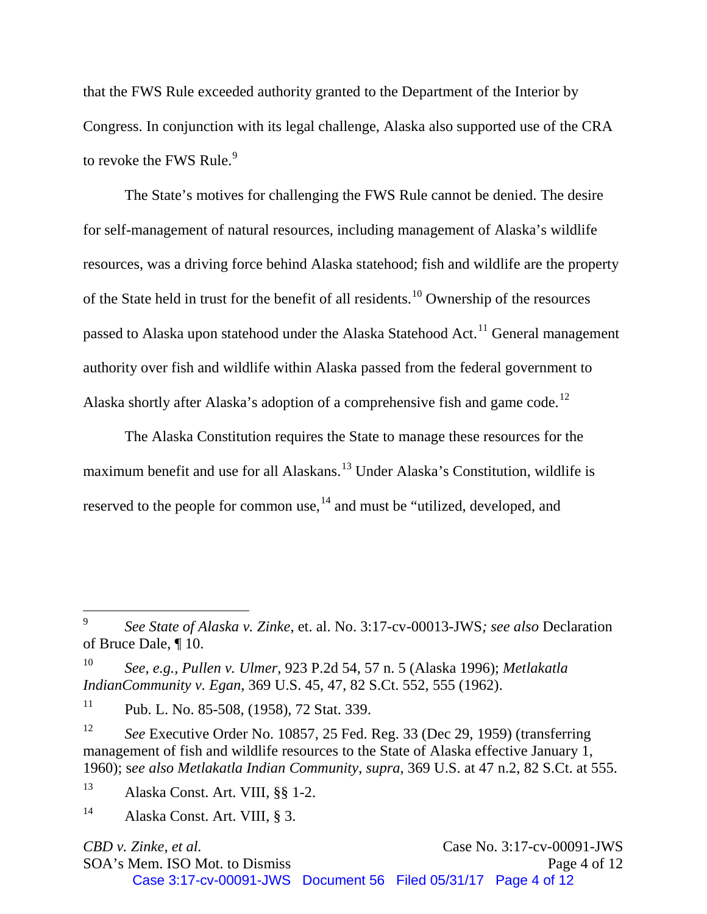that the FWS Rule exceeded authority granted to the Department of the Interior by Congress. In conjunction with its legal challenge, Alaska also supported use of the CRA to revoke the FWS Rule.[9]

The State's motives for challenging the FWS Rule cannot be denied. The desire for self-management of natural resources, including management of Alaska's wildlife resources, was a driving force behind Alaska statehood; fish and wildlife are the property of the State held in trust for the benefit of all residents.[10] Ownership of the resources passed to Alaska upon statehood under the Alaska Statehood Act.[11] General management authority over fish and wildlife within Alaska passed from the federal government to Alaska shortly after Alaska's adoption of a comprehensive fish and game code.[12]

The Alaska Constitution requires the State to manage these resources for the maximum benefit and use for all Alaskans.[13] Under Alaska's Constitution, wildlife is reserved to the people for common use,[14] and must be "utilized, developed, and

---

[9] *See State of Alaska v. Zinke*, et. al. No. 3:17-cv-00013-JWS*; see also* Declaration of Bruce Dale, ¶ 10.

[10] *See, e.g., Pullen v. Ulmer*, 923 P.2d 54, 57 n. 5 (Alaska 1996); *Metlakatla IndianCommunity v. Egan*, 369 U.S. 45, 47, 82 S.Ct. 552, 555 (1962).

[11] Pub. L. No. 85-508, (1958), 72 Stat. 339.

[12] *See* Executive Order No. 10857, 25 Fed. Reg. 33 (Dec 29, 1959) (transferring management of fish and wildlife resources to the State of Alaska effective January 1, 1960); s*ee also Metlakatla Indian Community*, *supra*, 369 U.S. at 47 n.2, 82 S.Ct. at 555.

[13] Alaska Const. Art. VIII, §§ 1-2.

[14] Alaska Const. Art. VIII, § 3.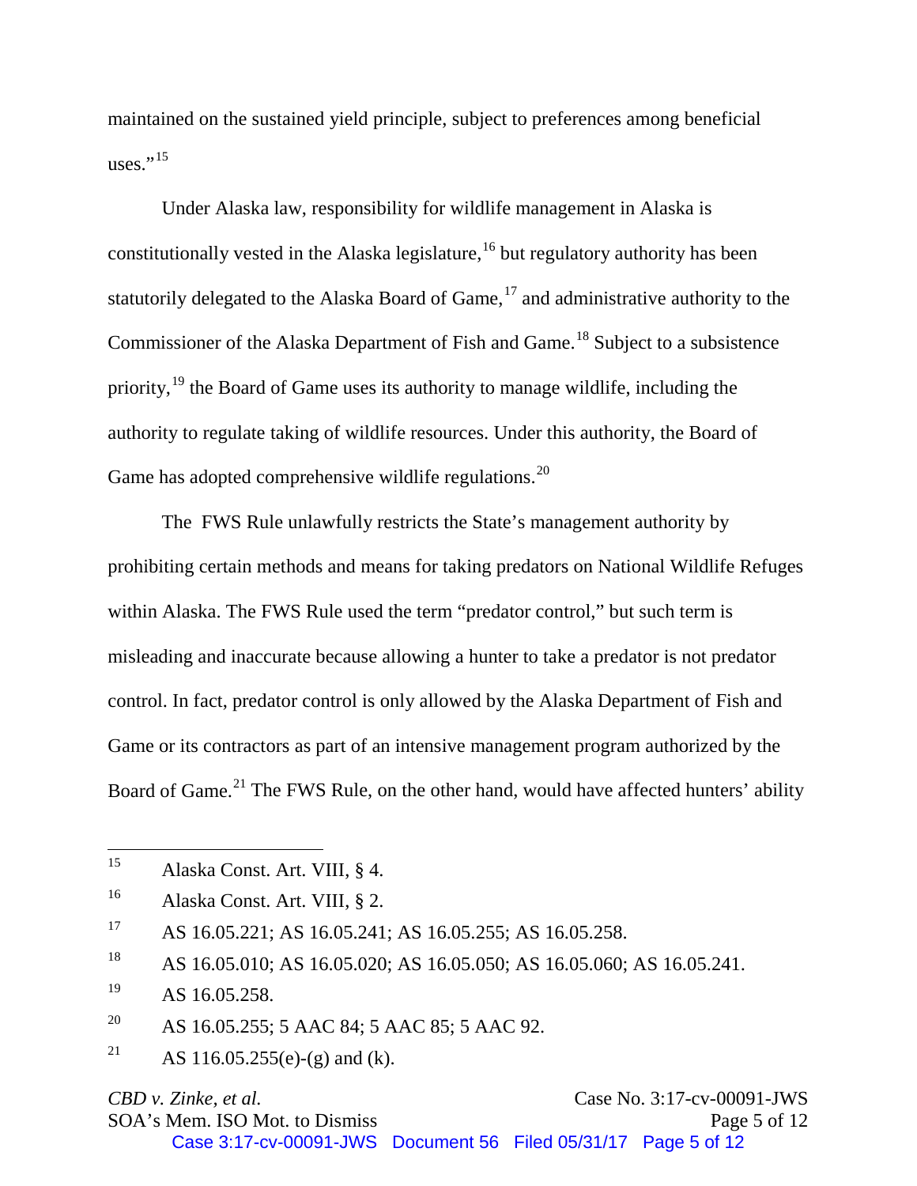maintained on the sustained yield principle, subject to preferences among beneficial uses."[15]

Under Alaska law, responsibility for wildlife management in Alaska is constitutionally vested in the Alaska legislature,[16] but regulatory authority has been statutorily delegated to the Alaska Board of Game,[17] and administrative authority to the Commissioner of the Alaska Department of Fish and Game.[18] Subject to a subsistence priority,[19] the Board of Game uses its authority to manage wildlife, including the authority to regulate taking of wildlife resources. Under this authority, the Board of Game has adopted comprehensive wildlife regulations.[20]

The FWS Rule unlawfully restricts the State's management authority by prohibiting certain methods and means for taking predators on National Wildlife Refuges within Alaska. The FWS Rule used the term "predator control," but such term is misleading and inaccurate because allowing a hunter to take a predator is not predator control. In fact, predator control is only allowed by the Alaska Department of Fish and Game or its contractors as part of an intensive management program authorized by the Board of Game.[21] The FWS Rule, on the other hand, would have affected hunters' ability

---

[15] Alaska Const. Art. VIII, § 4.

[16] Alaska Const. Art. VIII, § 2.

[17] AS 16.05.221; AS 16.05.241; AS 16.05.255; AS 16.05.258.

[18] AS 16.05.010; AS 16.05.020; AS 16.05.050; AS 16.05.060; AS 16.05.241.

[19] AS 16.05.258.

[20] AS 16.05.255; 5 AAC 84; 5 AAC 85; 5 AAC 92.

[21] AS 116.05.255(e)-(g) and (k).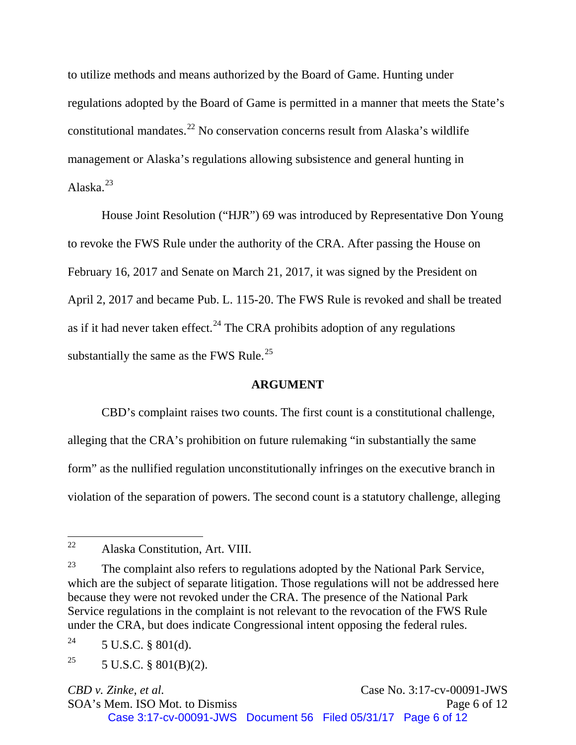to utilize methods and means authorized by the Board of Game. Hunting under regulations adopted by the Board of Game is permitted in a manner that meets the State's constitutional mandates.[22] No conservation concerns result from Alaska's wildlife management or Alaska's regulations allowing subsistence and general hunting in Alaska.[23]

House Joint Resolution ("HJR") 69 was introduced by Representative Don Young to revoke the FWS Rule under the authority of the CRA. After passing the House on February 16, 2017 and Senate on March 21, 2017, it was signed by the President on April 2, 2017 and became Pub. L. 115-20. The FWS Rule is revoked and shall be treated as if it had never taken effect.[24] The CRA prohibits adoption of any regulations substantially the same as the FWS Rule.[25]

## ARGUMENT

CBD's complaint raises two counts. The first count is a constitutional challenge, alleging that the CRA's prohibition on future rulemaking "in substantially the same form" as the nullified regulation unconstitutionally infringes on the executive branch in violation of the separation of powers. The second count is a statutory challenge, alleging

---

[22] Alaska Constitution, Art. VIII.

[23] The complaint also refers to regulations adopted by the National Park Service, which are the subject of separate litigation. Those regulations will not be addressed here because they were not revoked under the CRA. The presence of the National Park Service regulations in the complaint is not relevant to the revocation of the FWS Rule under the CRA, but does indicate Congressional intent opposing the federal rules.

[24] 5 U.S.C. § 801(d).

[25] 5 U.S.C. § 801(B)(2).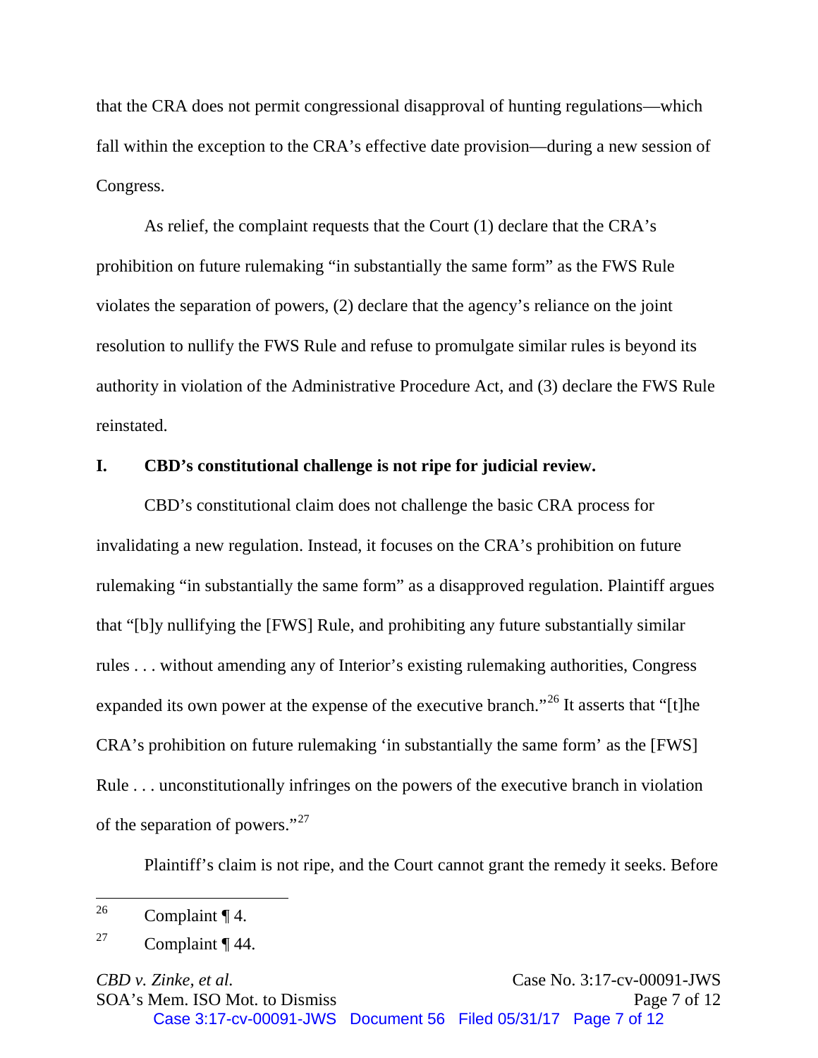that the CRA does not permit congressional disapproval of hunting regulations—which fall within the exception to the CRA's effective date provision—during a new session of Congress.

As relief, the complaint requests that the Court (1) declare that the CRA's prohibition on future rulemaking "in substantially the same form" as the FWS Rule violates the separation of powers, (2) declare that the agency's reliance on the joint resolution to nullify the FWS Rule and refuse to promulgate similar rules is beyond its authority in violation of the Administrative Procedure Act, and (3) declare the FWS Rule reinstated.

## I. CBD's constitutional challenge is not ripe for judicial review.

CBD's constitutional claim does not challenge the basic CRA process for invalidating a new regulation. Instead, it focuses on the CRA's prohibition on future rulemaking "in substantially the same form" as a disapproved regulation. Plaintiff argues that "[b]y nullifying the [FWS] Rule, and prohibiting any future substantially similar rules . . . without amending any of Interior's existing rulemaking authorities, Congress expanded its own power at the expense of the executive branch."[26] It asserts that "[t]he CRA's prohibition on future rulemaking 'in substantially the same form' as the [FWS] Rule . . . unconstitutionally infringes on the powers of the executive branch in violation of the separation of powers."[27]

Plaintiff's claim is not ripe, and the Court cannot grant the remedy it seeks. Before

---

[26] Complaint ¶ 4.

[27] Complaint ¶ 44.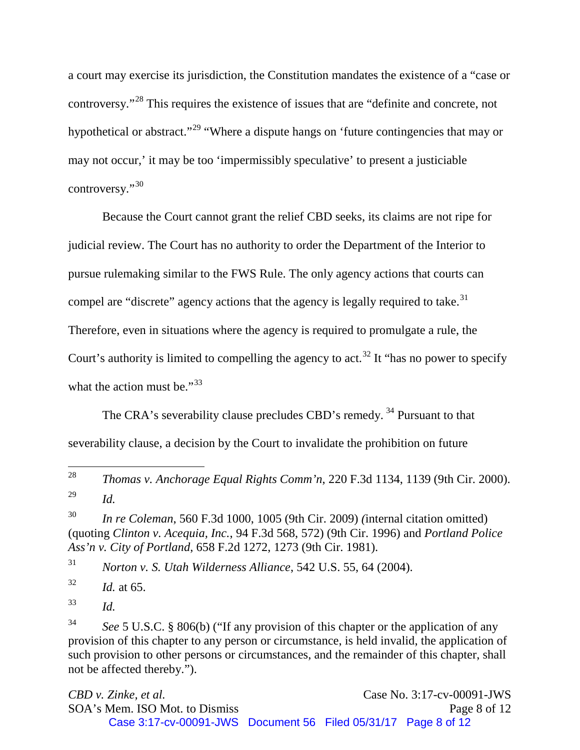a court may exercise its jurisdiction, the Constitution mandates the existence of a "case or controversy."[28] This requires the existence of issues that are "definite and concrete, not hypothetical or abstract."[29] "Where a dispute hangs on 'future contingencies that may or may not occur,' it may be too 'impermissibly speculative' to present a justiciable controversy."[30]

Because the Court cannot grant the relief CBD seeks, its claims are not ripe for judicial review. The Court has no authority to order the Department of the Interior to pursue rulemaking similar to the FWS Rule. The only agency actions that courts can compel are "discrete" agency actions that the agency is legally required to take.[31] Therefore, even in situations where the agency is required to promulgate a rule, the Court's authority is limited to compelling the agency to act.[32] It "has no power to specify what the action must be."[33]

The CRA's severability clause precludes CBD's remedy. [34] Pursuant to that severability clause, a decision by the Court to invalidate the prohibition on future

---

[28] *Thomas v. Anchorage Equal Rights Comm'n*, 220 F.3d 1134, 1139 (9th Cir. 2000).

[29] *Id.*

[30] *In re Coleman*, 560 F.3d 1000, 1005 (9th Cir. 2009) (internal citation omitted) (quoting *Clinton v. Acequia, Inc.*, 94 F.3d 568, 572) (9th Cir. 1996) and *Portland Police Ass'n v. City of Portland*, 658 F.2d 1272, 1273 (9th Cir. 1981).

[31] *Norton v. S. Utah Wilderness Alliance*, 542 U.S. 55, 64 (2004).

[32] *Id.* at 65.

[33] *Id.*

[34] *See* 5 U.S.C. § 806(b) ("If any provision of this chapter or the application of any provision of this chapter to any person or circumstance, is held invalid, the application of such provision to other persons or circumstances, and the remainder of this chapter, shall not be affected thereby.").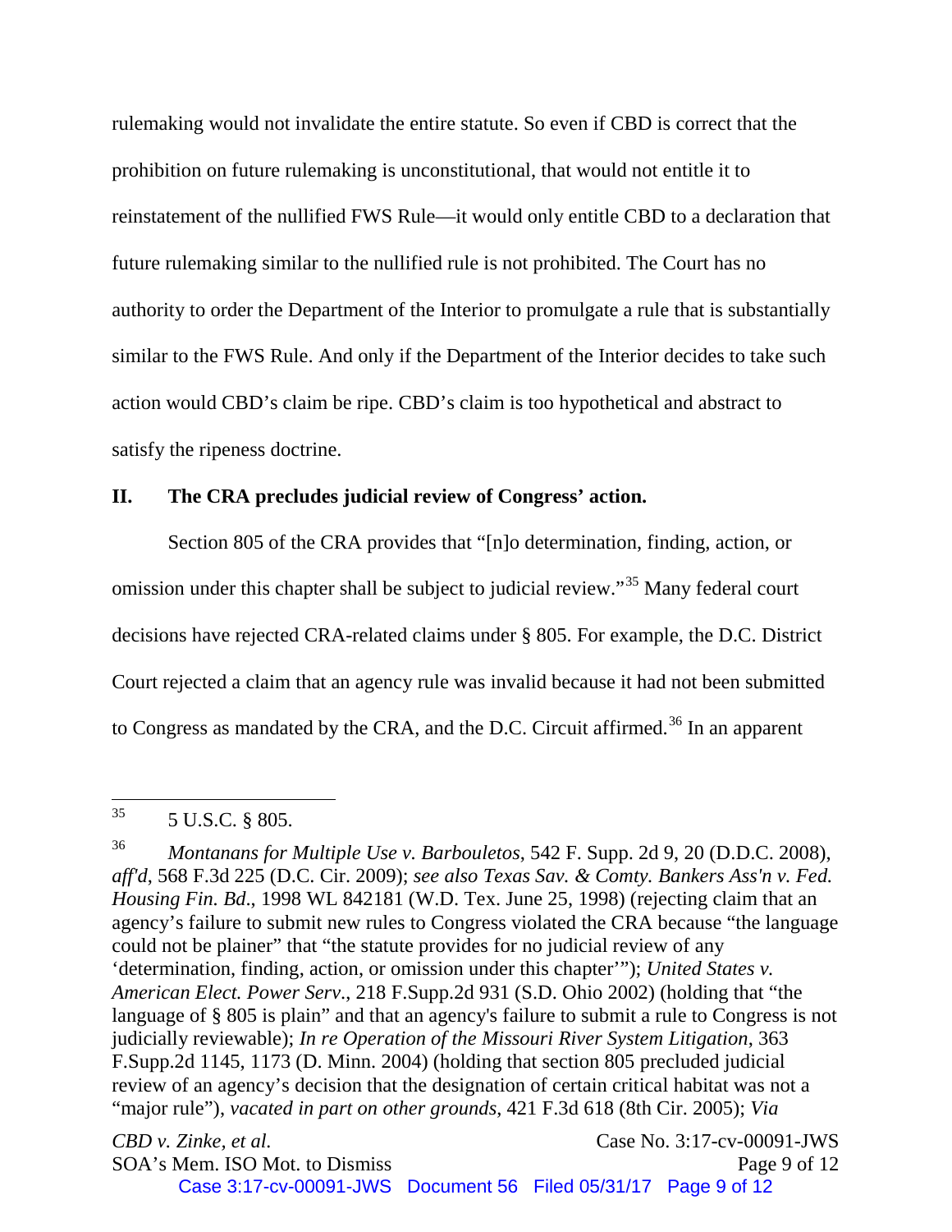rulemaking would not invalidate the entire statute. So even if CBD is correct that the prohibition on future rulemaking is unconstitutional, that would not entitle it to reinstatement of the nullified FWS Rule—it would only entitle CBD to a declaration that future rulemaking similar to the nullified rule is not prohibited. The Court has no authority to order the Department of the Interior to promulgate a rule that is substantially similar to the FWS Rule. And only if the Department of the Interior decides to take such action would CBD's claim be ripe. CBD's claim is too hypothetical and abstract to satisfy the ripeness doctrine.

## II. The CRA precludes judicial review of Congress' action.

Section 805 of the CRA provides that "[n]o determination, finding, action, or omission under this chapter shall be subject to judicial review."[35] Many federal court decisions have rejected CRA-related claims under § 805. For example, the D.C. District Court rejected a claim that an agency rule was invalid because it had not been submitted to Congress as mandated by the CRA, and the D.C. Circuit affirmed.[36] In an apparent

---

[35] 5 U.S.C. § 805.

[36] *Montanans for Multiple Use v. Barbouletos*, 542 F. Supp. 2d 9, 20 (D.D.C. 2008), *aff'd*, 568 F.3d 225 (D.C. Cir. 2009); *see also Texas Sav. & Comty. Bankers Ass'n v. Fed. Housing Fin. Bd*., 1998 WL 842181 (W.D. Tex. June 25, 1998) (rejecting claim that an agency's failure to submit new rules to Congress violated the CRA because "the language could not be plainer" that "the statute provides for no judicial review of any 'determination, finding, action, or omission under this chapter'"); *United States v. American Elect. Power Serv*., 218 F.Supp.2d 931 (S.D. Ohio 2002) (holding that "the language of § 805 is plain" and that an agency's failure to submit a rule to Congress is not judicially reviewable); *In re Operation of the Missouri River System Litigation*, 363 F.Supp.2d 1145, 1173 (D. Minn. 2004) (holding that section 805 precluded judicial review of an agency's decision that the designation of certain critical habitat was not a "major rule"), *vacated in part on other grounds*, 421 F.3d 618 (8th Cir. 2005); *Via*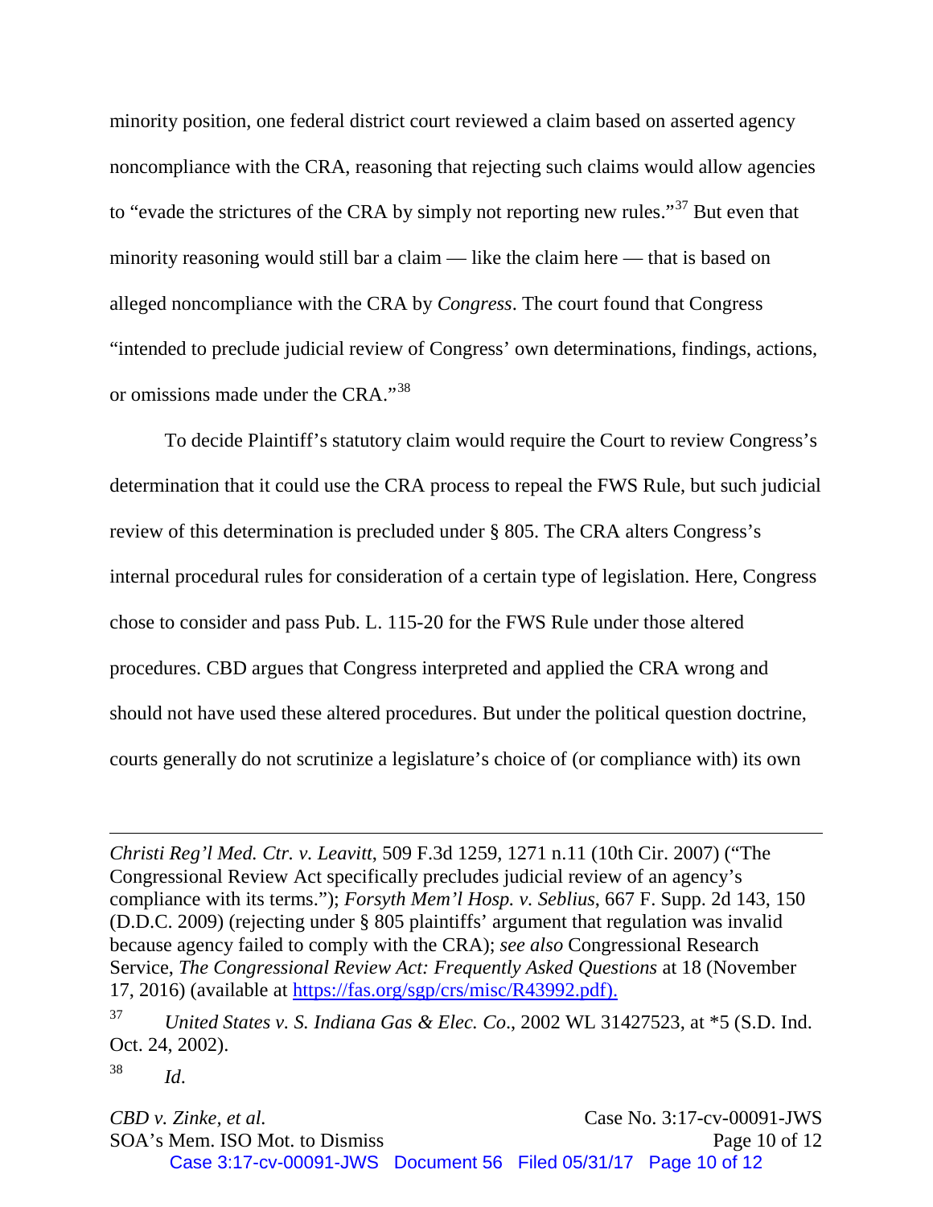minority position, one federal district court reviewed a claim based on asserted agency noncompliance with the CRA, reasoning that rejecting such claims would allow agencies to "evade the strictures of the CRA by simply not reporting new rules."[37] But even that minority reasoning would still bar a claim — like the claim here — that is based on alleged noncompliance with the CRA by *Congress*. The court found that Congress "intended to preclude judicial review of Congress' own determinations, findings, actions, or omissions made under the CRA."[38]

To decide Plaintiff's statutory claim would require the Court to review Congress's determination that it could use the CRA process to repeal the FWS Rule, but such judicial review of this determination is precluded under § 805. The CRA alters Congress's internal procedural rules for consideration of a certain type of legislation. Here, Congress chose to consider and pass Pub. L. 115-20 for the FWS Rule under those altered procedures. CBD argues that Congress interpreted and applied the CRA wrong and should not have used these altered procedures. But under the political question doctrine, courts generally do not scrutinize a legislature's choice of (or compliance with) its own

---

*Christi Reg'l Med. Ctr. v. Leavitt*, 509 F.3d 1259, 1271 n.11 (10th Cir. 2007) ("The Congressional Review Act specifically precludes judicial review of an agency's compliance with its terms."); *Forsyth Mem'l Hosp. v. Seblius*, 667 F. Supp. 2d 143, 150 (D.D.C. 2009) (rejecting under § 805 plaintiffs' argument that regulation was invalid because agency failed to comply with the CRA); *see also* Congressional Research Service, *The Congressional Review Act: Frequently Asked Questions* at 18 (November 17, 2016) (available at https://fas.org/sgp/crs/misc/R43992.pdf).

[37] *United States v. S. Indiana Gas & Elec. Co*., 2002 WL 31427523, at *5 (S.D. Ind. Oct. 24, 2002).

[38] *Id*.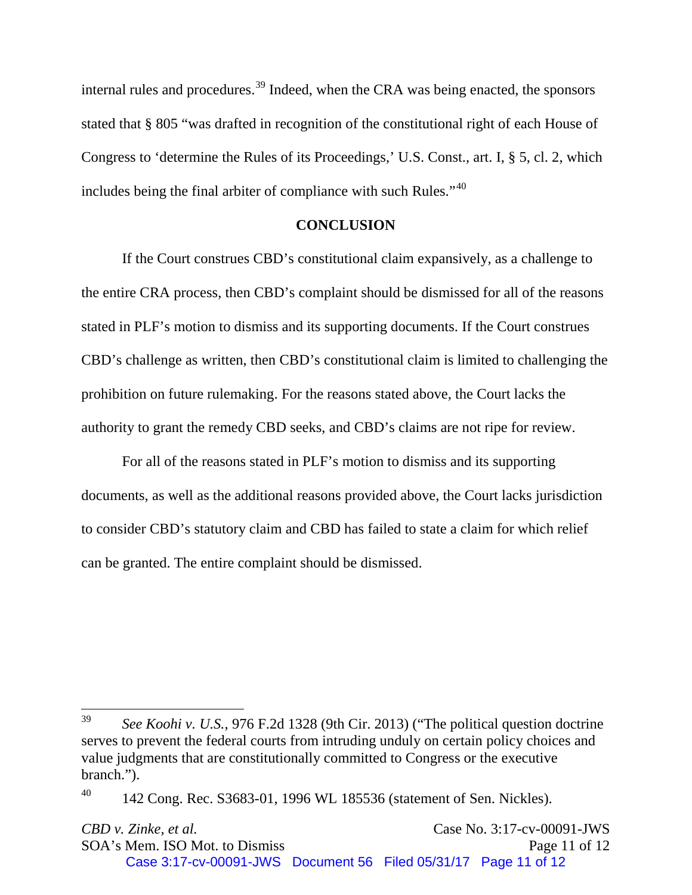internal rules and procedures.[39] Indeed, when the CRA was being enacted, the sponsors stated that § 805 "was drafted in recognition of the constitutional right of each House of Congress to 'determine the Rules of its Proceedings,' U.S. Const., art. I, § 5, cl. 2, which includes being the final arbiter of compliance with such Rules."[40]

**CONCLUSION**

If the Court construes CBD's constitutional claim expansively, as a challenge to the entire CRA process, then CBD's complaint should be dismissed for all of the reasons stated in PLF's motion to dismiss and its supporting documents. If the Court construes CBD's challenge as written, then CBD's constitutional claim is limited to challenging the prohibition on future rulemaking. For the reasons stated above, the Court lacks the authority to grant the remedy CBD seeks, and CBD's claims are not ripe for review.

For all of the reasons stated in PLF's motion to dismiss and its supporting documents, as well as the additional reasons provided above, the Court lacks jurisdiction to consider CBD's statutory claim and CBD has failed to state a claim for which relief can be granted. The entire complaint should be dismissed.

---

[39] *See Koohi v. U.S.*, 976 F.2d 1328 (9th Cir. 2013) ("The political question doctrine serves to prevent the federal courts from intruding unduly on certain policy choices and value judgments that are constitutionally committed to Congress or the executive branch.").

[40] 142 Cong. Rec. S3683-01, 1996 WL 185536 (statement of Sen. Nickles).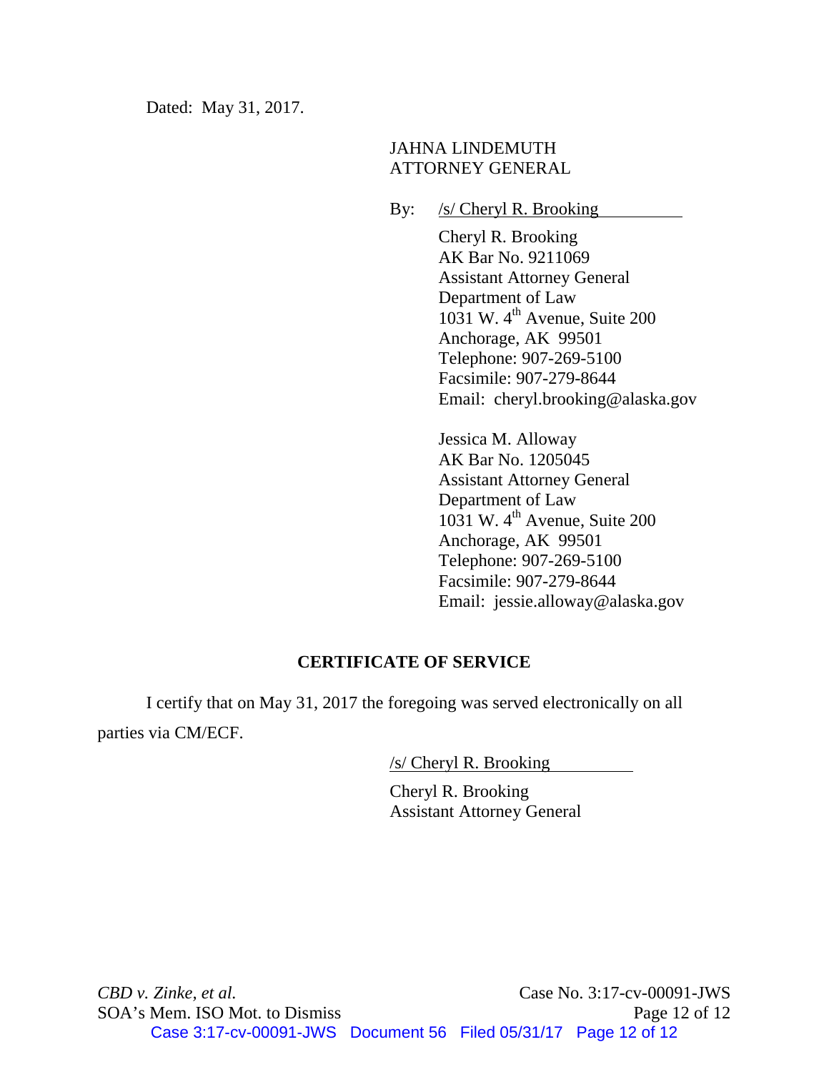Dated: May 31, 2017.

JAHNA LINDEMUTH
ATTORNEY GENERAL

By: /s/ Cheryl R. Brooking

Cheryl R. Brooking
AK Bar No. 9211069
Assistant Attorney General
Department of Law
1031 W. 4th Avenue, Suite 200
Anchorage, AK 99501
Telephone: 907-269-5100
Facsimile: 907-279-8644
Email: cheryl.brooking@alaska.gov

Jessica M. Alloway
AK Bar No. 1205045
Assistant Attorney General
Department of Law
1031 W. 4th Avenue, Suite 200
Anchorage, AK 99501
Telephone: 907-269-5100
Facsimile: 907-279-8644
Email: jessie.alloway@alaska.gov

**CERTIFICATE OF SERVICE**

I certify that on May 31, 2017 the foregoing was served electronically on all parties via CM/ECF.

/s/ Cheryl R. Brooking

Cheryl R. Brooking
Assistant Attorney General